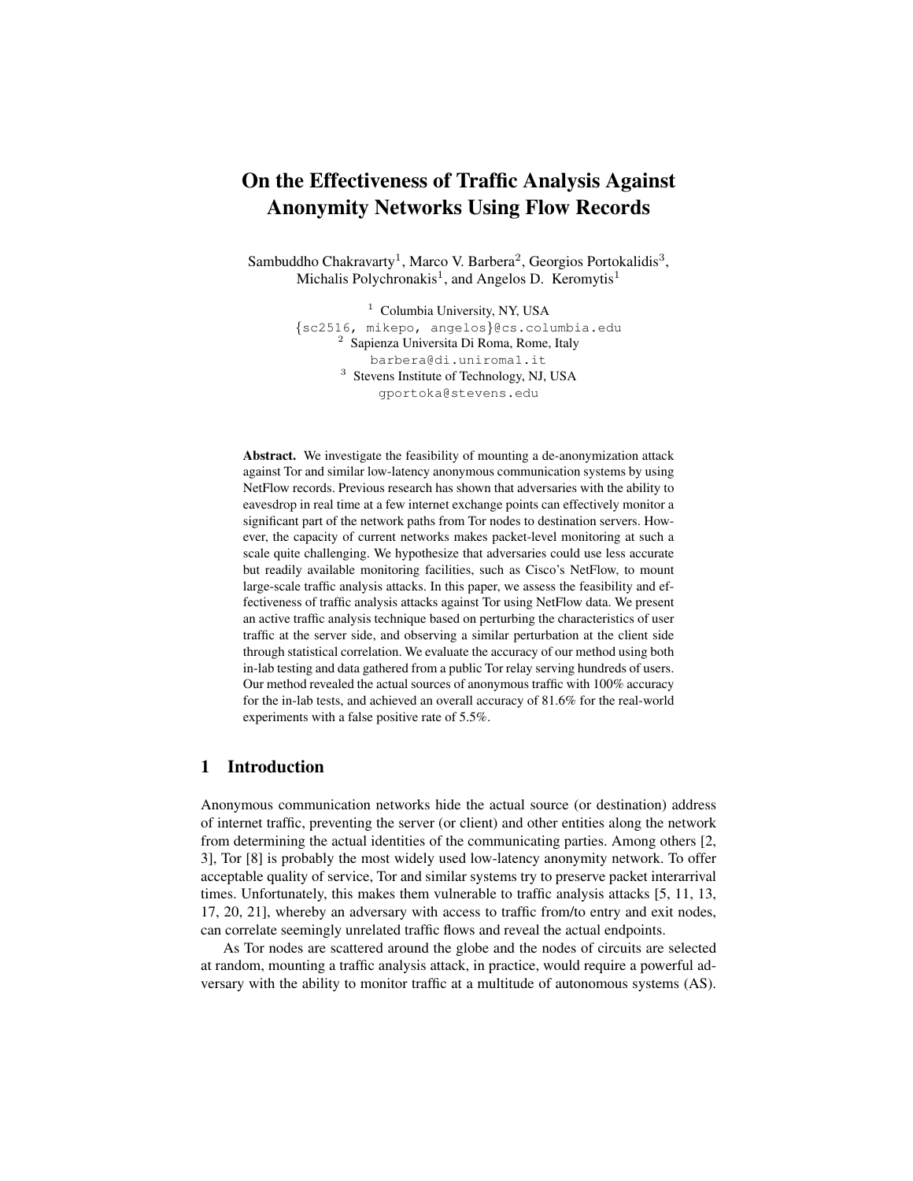# On the Effectiveness of Traffic Analysis Against Anonymity Networks Using Flow Records

Sambuddho Chakravarty[1], Marco V. Barbera[2], Georgios Portokalidis[3], Michalis Polychronakis[1], and Angelos D. Keromytis[1]

[1] Columbia University, NY, USA
{sc2516, mikepo, angelos}@cs.columbia.edu
[2] Sapienza Universita Di Roma, Rome, Italy
barbera@di.uniroma1.it
[3] Stevens Institute of Technology, NJ, USA
gportoka@stevens.edu

**Abstract.** We investigate the feasibility of mounting a de-anonymization attack against Tor and similar low-latency anonymous communication systems by using NetFlow records. Previous research has shown that adversaries with the ability to eavesdrop in real time at a few internet exchange points can effectively monitor a significant part of the network paths from Tor nodes to destination servers. However, the capacity of current networks makes packet-level monitoring at such a scale quite challenging. We hypothesize that adversaries could use less accurate but readily available monitoring facilities, such as Cisco's NetFlow, to mount large-scale traffic analysis attacks. In this paper, we assess the feasibility and effectiveness of traffic analysis attacks against Tor using NetFlow data. We present an active traffic analysis technique based on perturbing the characteristics of user traffic at the server side, and observing a similar perturbation at the client side through statistical correlation. We evaluate the accuracy of our method using both in-lab testing and data gathered from a public Tor relay serving hundreds of users. Our method revealed the actual sources of anonymous traffic with 100% accuracy for the in-lab tests, and achieved an overall accuracy of 81.6% for the real-world experiments with a false positive rate of 5.5%.

## 1 Introduction

Anonymous communication networks hide the actual source (or destination) address of internet traffic, preventing the server (or client) and other entities along the network from determining the actual identities of the communicating parties. Among others [2, 3], Tor [8] is probably the most widely used low-latency anonymity network. To offer acceptable quality of service, Tor and similar systems try to preserve packet interarrival times. Unfortunately, this makes them vulnerable to traffic analysis attacks [5, 11, 13, 17, 20, 21], whereby an adversary with access to traffic from/to entry and exit nodes, can correlate seemingly unrelated traffic flows and reveal the actual endpoints.

As Tor nodes are scattered around the globe and the nodes of circuits are selected at random, mounting a traffic analysis attack, in practice, would require a powerful adversary with the ability to monitor traffic at a multitude of autonomous systems (AS).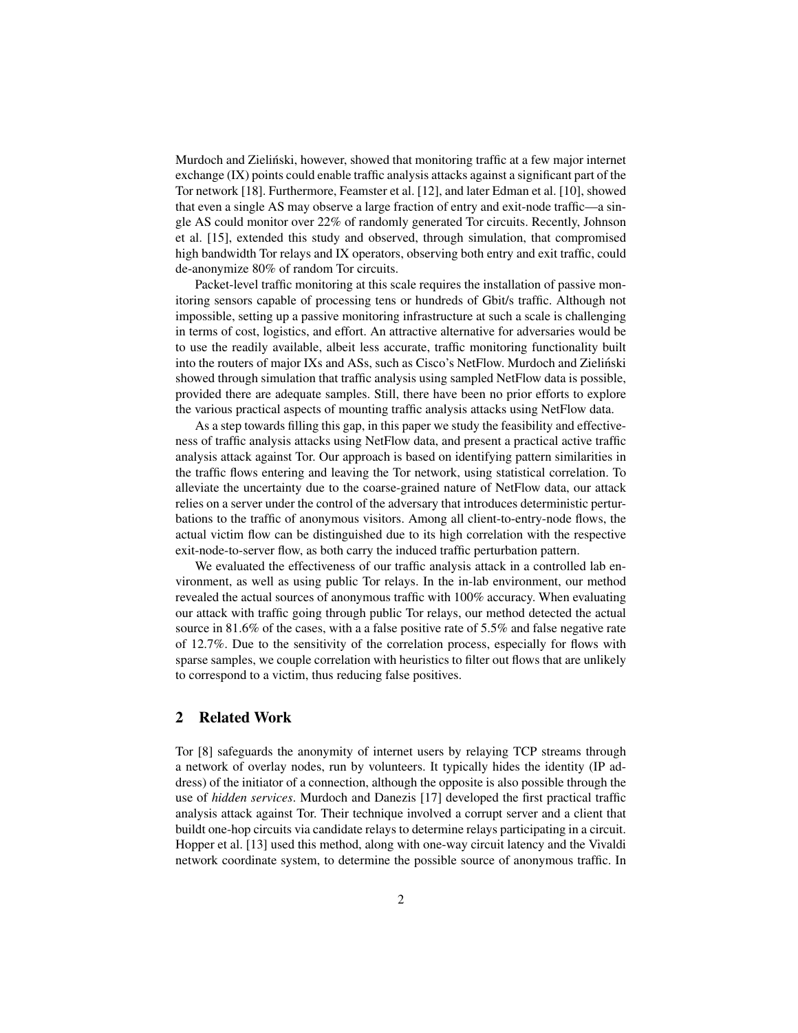Murdoch and Zieliński, however, showed that monitoring traffic at a few major internet exchange (IX) points could enable traffic analysis attacks against a significant part of the Tor network [18]. Furthermore, Feamster et al. [12], and later Edman et al. [10], showed that even a single AS may observe a large fraction of entry and exit-node traffic—a single AS could monitor over 22% of randomly generated Tor circuits. Recently, Johnson et al. [15], extended this study and observed, through simulation, that compromised high bandwidth Tor relays and IX operators, observing both entry and exit traffic, could de-anonymize 80% of random Tor circuits.

Packet-level traffic monitoring at this scale requires the installation of passive monitoring sensors capable of processing tens or hundreds of Gbit/s traffic. Although not impossible, setting up a passive monitoring infrastructure at such a scale is challenging in terms of cost, logistics, and effort. An attractive alternative for adversaries would be to use the readily available, albeit less accurate, traffic monitoring functionality built into the routers of major IXs and ASs, such as Cisco's NetFlow. Murdoch and Zieliński showed through simulation that traffic analysis using sampled NetFlow data is possible, provided there are adequate samples. Still, there have been no prior efforts to explore the various practical aspects of mounting traffic analysis attacks using NetFlow data.

As a step towards filling this gap, in this paper we study the feasibility and effectiveness of traffic analysis attacks using NetFlow data, and present a practical active traffic analysis attack against Tor. Our approach is based on identifying pattern similarities in the traffic flows entering and leaving the Tor network, using statistical correlation. To alleviate the uncertainty due to the coarse-grained nature of NetFlow data, our attack relies on a server under the control of the adversary that introduces deterministic perturbations to the traffic of anonymous visitors. Among all client-to-entry-node flows, the actual victim flow can be distinguished due to its high correlation with the respective exit-node-to-server flow, as both carry the induced traffic perturbation pattern.

We evaluated the effectiveness of our traffic analysis attack in a controlled lab environment, as well as using public Tor relays. In the in-lab environment, our method revealed the actual sources of anonymous traffic with 100% accuracy. When evaluating our attack with traffic going through public Tor relays, our method detected the actual source in 81.6% of the cases, with a a false positive rate of 5.5% and false negative rate of 12.7%. Due to the sensitivity of the correlation process, especially for flows with sparse samples, we couple correlation with heuristics to filter out flows that are unlikely to correspond to a victim, thus reducing false positives.

## 2 Related Work

Tor [8] safeguards the anonymity of internet users by relaying TCP streams through a network of overlay nodes, run by volunteers. It typically hides the identity (IP address) of the initiator of a connection, although the opposite is also possible through the use of *hidden services*. Murdoch and Danezis [17] developed the first practical traffic analysis attack against Tor. Their technique involved a corrupt server and a client that buildt one-hop circuits via candidate relays to determine relays participating in a circuit. Hopper et al. [13] used this method, along with one-way circuit latency and the Vivaldi network coordinate system, to determine the possible source of anonymous traffic. In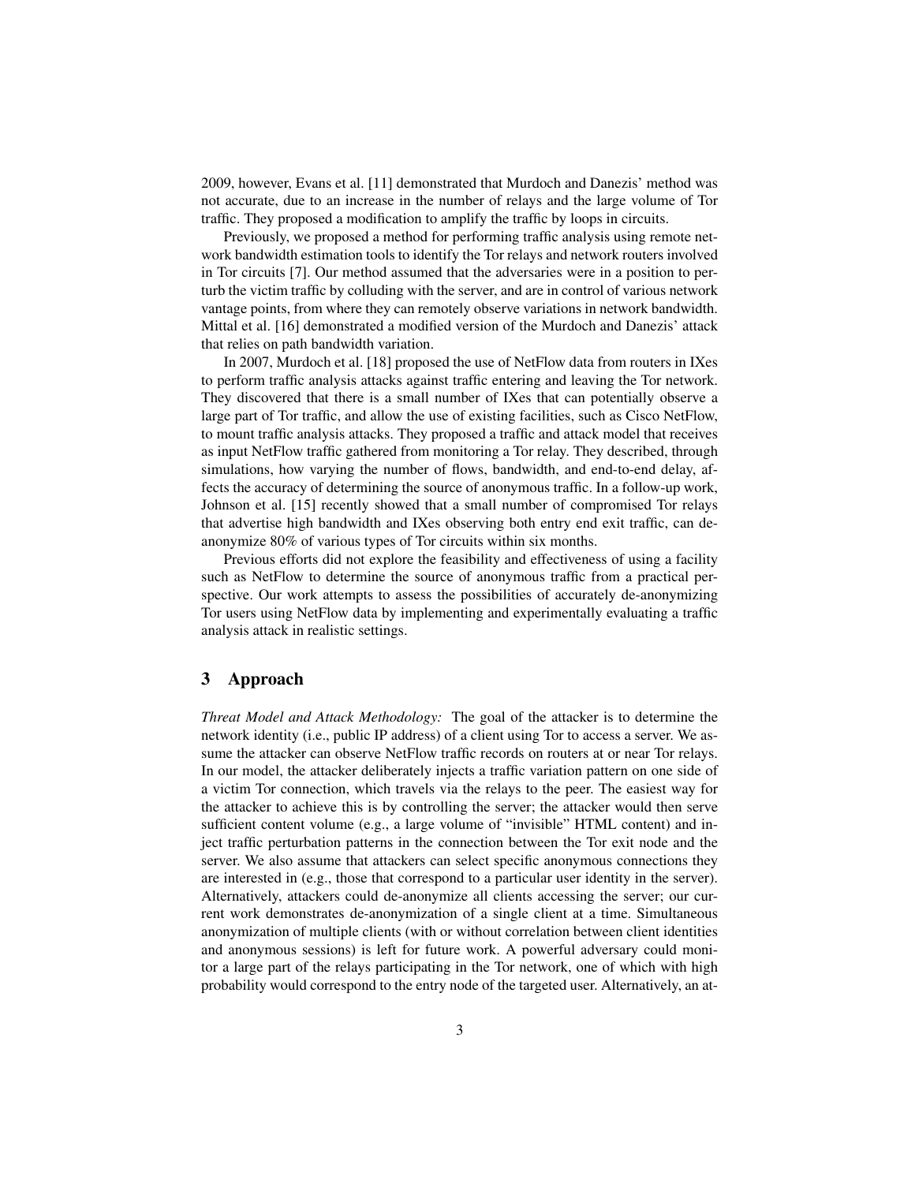2009, however, Evans et al. [11] demonstrated that Murdoch and Danezis' method was not accurate, due to an increase in the number of relays and the large volume of Tor traffic. They proposed a modification to amplify the traffic by loops in circuits.

Previously, we proposed a method for performing traffic analysis using remote network bandwidth estimation tools to identify the Tor relays and network routers involved in Tor circuits [7]. Our method assumed that the adversaries were in a position to perturb the victim traffic by colluding with the server, and are in control of various network vantage points, from where they can remotely observe variations in network bandwidth. Mittal et al. [16] demonstrated a modified version of the Murdoch and Danezis' attack that relies on path bandwidth variation.

In 2007, Murdoch et al. [18] proposed the use of NetFlow data from routers in IXes to perform traffic analysis attacks against traffic entering and leaving the Tor network. They discovered that there is a small number of IXes that can potentially observe a large part of Tor traffic, and allow the use of existing facilities, such as Cisco NetFlow, to mount traffic analysis attacks. They proposed a traffic and attack model that receives as input NetFlow traffic gathered from monitoring a Tor relay. They described, through simulations, how varying the number of flows, bandwidth, and end-to-end delay, affects the accuracy of determining the source of anonymous traffic. In a follow-up work, Johnson et al. [15] recently showed that a small number of compromised Tor relays that advertise high bandwidth and IXes observing both entry end exit traffic, can de-anonymize 80% of various types of Tor circuits within six months.

Previous efforts did not explore the feasibility and effectiveness of using a facility such as NetFlow to determine the source of anonymous traffic from a practical perspective. Our work attempts to assess the possibilities of accurately de-anonymizing Tor users using NetFlow data by implementing and experimentally evaluating a traffic analysis attack in realistic settings.

## 3 Approach

*Threat Model and Attack Methodology:* The goal of the attacker is to determine the network identity (i.e., public IP address) of a client using Tor to access a server. We assume the attacker can observe NetFlow traffic records on routers at or near Tor relays. In our model, the attacker deliberately injects a traffic variation pattern on one side of a victim Tor connection, which travels via the relays to the peer. The easiest way for the attacker to achieve this is by controlling the server; the attacker would then serve sufficient content volume (e.g., a large volume of "invisible" HTML content) and inject traffic perturbation patterns in the connection between the Tor exit node and the server. We also assume that attackers can select specific anonymous connections they are interested in (e.g., those that correspond to a particular user identity in the server). Alternatively, attackers could de-anonymize all clients accessing the server; our current work demonstrates de-anonymization of a single client at a time. Simultaneous anonymization of multiple clients (with or without correlation between client identities and anonymous sessions) is left for future work. A powerful adversary could monitor a large part of the relays participating in the Tor network, one of which with high probability would correspond to the entry node of the targeted user. Alternatively, an at-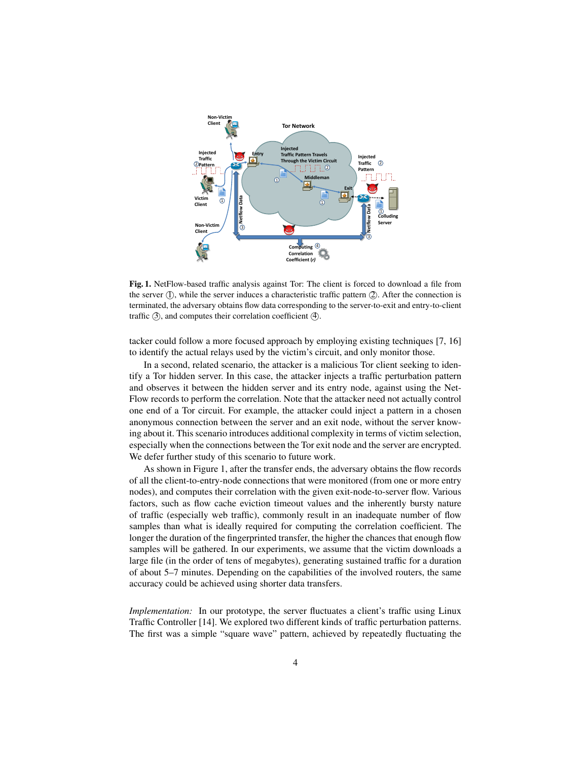**Fig. 1.** NetFlow-based traffic analysis against Tor: The client is forced to download a file from the server ①, while the server induces a characteristic traffic pattern ②. After the connection is terminated, the adversary obtains flow data corresponding to the server-to-exit and entry-to-client traffic ③, and computes their correlation coefficient ④.

tacker could follow a more focused approach by employing existing techniques [7, 16] to identify the actual relays used by the victim's circuit, and only monitor those.

In a second, related scenario, the attacker is a malicious Tor client seeking to identify a Tor hidden server. In this case, the attacker injects a traffic perturbation pattern and observes it between the hidden server and its entry node, against using the NetFlow records to perform the correlation. Note that the attacker need not actually control one end of a Tor circuit. For example, the attacker could inject a pattern in a chosen anonymous connection between the server and an exit node, without the server knowing about it. This scenario introduces additional complexity in terms of victim selection, especially when the connections between the Tor exit node and the server are encrypted. We defer further study of this scenario to future work.

As shown in Figure 1, after the transfer ends, the adversary obtains the flow records of all the client-to-entry-node connections that were monitored (from one or more entry nodes), and computes their correlation with the given exit-node-to-server flow. Various factors, such as flow cache eviction timeout values and the inherently bursty nature of traffic (especially web traffic), commonly result in an inadequate number of flow samples than what is ideally required for computing the correlation coefficient. The longer the duration of the fingerprinted transfer, the higher the chances that enough flow samples will be gathered. In our experiments, we assume that the victim downloads a large file (in the order of tens of megabytes), generating sustained traffic for a duration of about 5–7 minutes. Depending on the capabilities of the involved routers, the same accuracy could be achieved using shorter data transfers.

*Implementation:* In our prototype, the server fluctuates a client's traffic using Linux Traffic Controller [14]. We explored two different kinds of traffic perturbation patterns. The first was a simple "square wave" pattern, achieved by repeatedly fluctuating the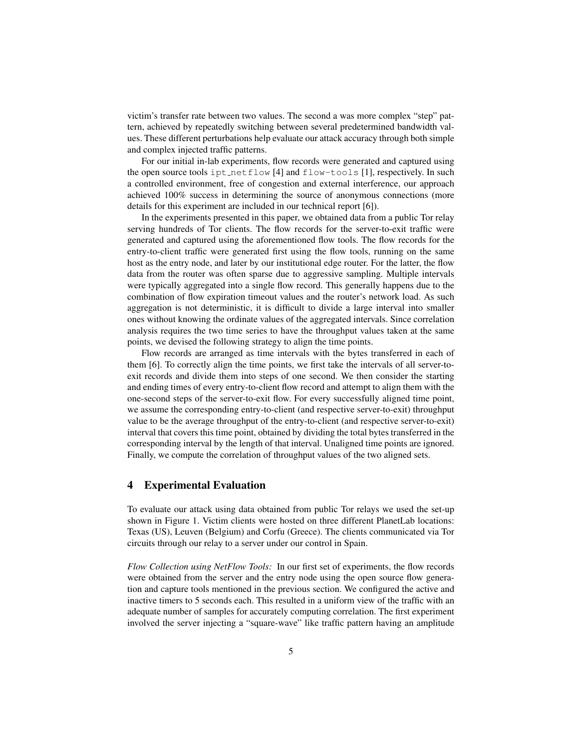victim's transfer rate between two values. The second a was more complex "step" pattern, achieved by repeatedly switching between several predetermined bandwidth values. These different perturbations help evaluate our attack accuracy through both simple and complex injected traffic patterns.

For our initial in-lab experiments, flow records were generated and captured using the open source tools `ipt_netflow` [4] and `flow-tools` [1], respectively. In such a controlled environment, free of congestion and external interference, our approach achieved 100% success in determining the source of anonymous connections (more details for this experiment are included in our technical report [6]).

In the experiments presented in this paper, we obtained data from a public Tor relay serving hundreds of Tor clients. The flow records for the server-to-exit traffic were generated and captured using the aforementioned flow tools. The flow records for the entry-to-client traffic were generated first using the flow tools, running on the same host as the entry node, and later by our institutional edge router. For the latter, the flow data from the router was often sparse due to aggressive sampling. Multiple intervals were typically aggregated into a single flow record. This generally happens due to the combination of flow expiration timeout values and the router's network load. As such aggregation is not deterministic, it is difficult to divide a large interval into smaller ones without knowing the ordinate values of the aggregated intervals. Since correlation analysis requires the two time series to have the throughput values taken at the same points, we devised the following strategy to align the time points.

Flow records are arranged as time intervals with the bytes transferred in each of them [6]. To correctly align the time points, we first take the intervals of all server-to-exit records and divide them into steps of one second. We then consider the starting and ending times of every entry-to-client flow record and attempt to align them with the one-second steps of the server-to-exit flow. For every successfully aligned time point, we assume the corresponding entry-to-client (and respective server-to-exit) throughput value to be the average throughput of the entry-to-client (and respective server-to-exit) interval that covers this time point, obtained by dividing the total bytes transferred in the corresponding interval by the length of that interval. Unaligned time points are ignored. Finally, we compute the correlation of throughput values of the two aligned sets.

## 4 Experimental Evaluation

To evaluate our attack using data obtained from public Tor relays we used the set-up shown in Figure 1. Victim clients were hosted on three different PlanetLab locations: Texas (US), Leuven (Belgium) and Corfu (Greece). The clients communicated via Tor circuits through our relay to a server under our control in Spain.

*Flow Collection using NetFlow Tools:* In our first set of experiments, the flow records were obtained from the server and the entry node using the open source flow generation and capture tools mentioned in the previous section. We configured the active and inactive timers to 5 seconds each. This resulted in a uniform view of the traffic with an adequate number of samples for accurately computing correlation. The first experiment involved the server injecting a "square-wave" like traffic pattern having an amplitude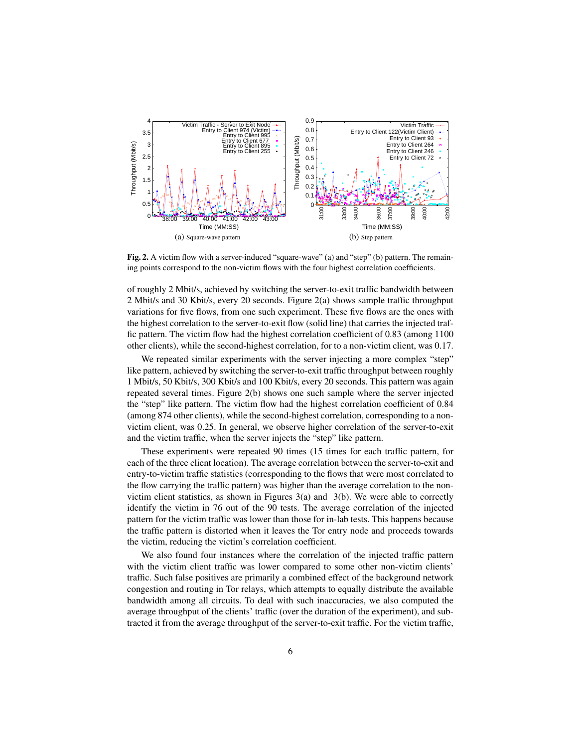(a) Square-wave pattern

(b) Step pattern

**Fig. 2.** A victim flow with a server-induced "square-wave" (a) and "step" (b) pattern. The remaining points correspond to the non-victim flows with the four highest correlation coefficients.

of roughly 2 Mbit/s, achieved by switching the server-to-exit traffic bandwidth between 2 Mbit/s and 30 Kbit/s, every 20 seconds. Figure 2(a) shows sample traffic throughput variations for five flows, from one such experiment. These five flows are the ones with the highest correlation to the server-to-exit flow (solid line) that carries the injected traffic pattern. The victim flow had the highest correlation coefficient of 0.83 (among 1100 other clients), while the second-highest correlation, for to a non-victim client, was 0.17.

We repeated similar experiments with the server injecting a more complex "step" like pattern, achieved by switching the server-to-exit traffic throughput between roughly 1 Mbit/s, 50 Kbit/s, 300 Kbit/s and 100 Kbit/s, every 20 seconds. This pattern was again repeated several times. Figure 2(b) shows one such sample where the server injected the "step" like pattern. The victim flow had the highest correlation coefficient of 0.84 (among 874 other clients), while the second-highest correlation, corresponding to a non-victim client, was 0.25. In general, we observe higher correlation of the server-to-exit and the victim traffic, when the server injects the "step" like pattern.

These experiments were repeated 90 times (15 times for each traffic pattern, for each of the three client location). The average correlation between the server-to-exit and entry-to-victim traffic statistics (corresponding to the flows that were most correlated to the flow carrying the traffic pattern) was higher than the average correlation to the non-victim client statistics, as shown in Figures 3(a) and 3(b). We were able to correctly identify the victim in 76 out of the 90 tests. The average correlation of the injected pattern for the victim traffic was lower than those for in-lab tests. This happens because the traffic pattern is distorted when it leaves the Tor entry node and proceeds towards the victim, reducing the victim's correlation coefficient.

We also found four instances where the correlation of the injected traffic pattern with the victim client traffic was lower compared to some other non-victim clients' traffic. Such false positives are primarily a combined effect of the background network congestion and routing in Tor relays, which attempts to equally distribute the available bandwidth among all circuits. To deal with such inaccuracies, we also computed the average throughput of the clients' traffic (over the duration of the experiment), and subtracted it from the average throughput of the server-to-exit traffic. For the victim traffic,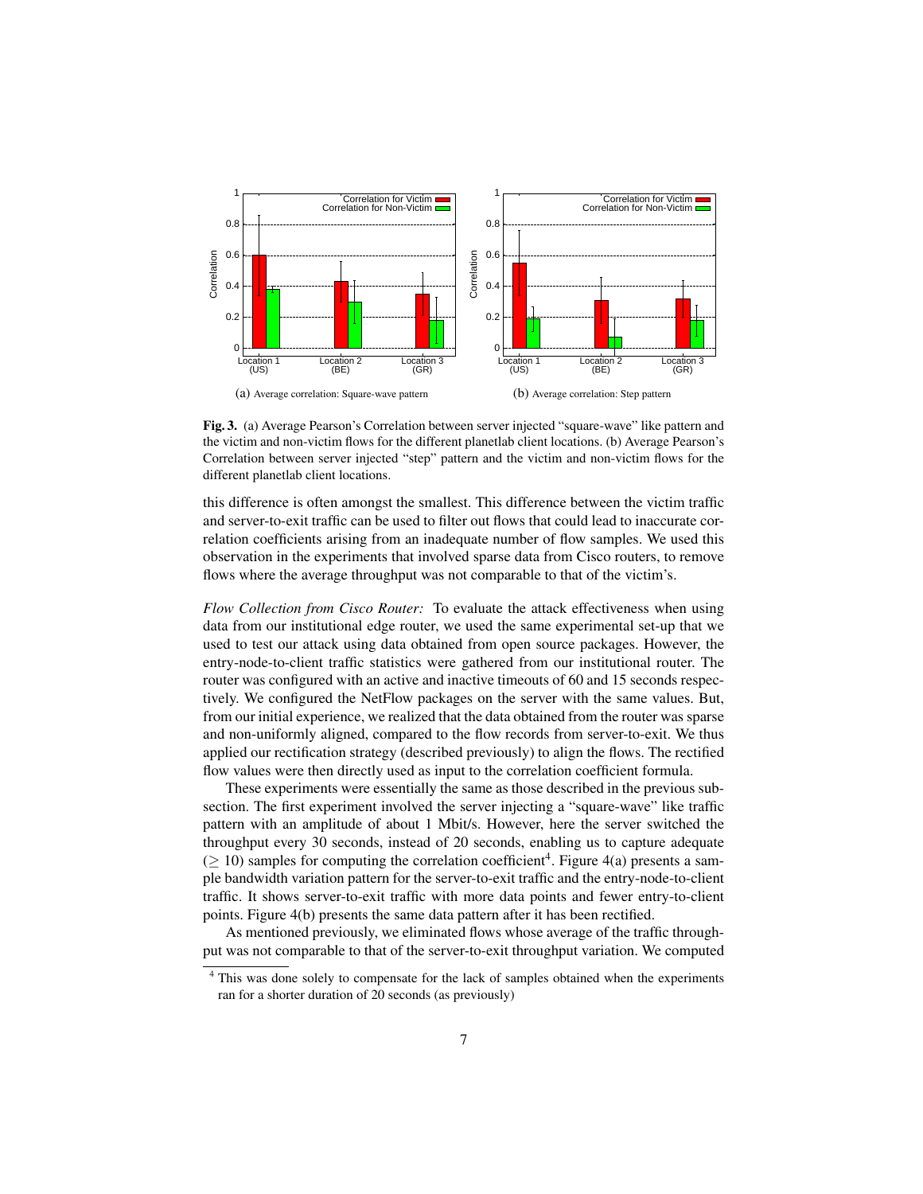1
0.8
0.6
0.4
0.2
0
Correlation
Correlation for Victim
Correlation for Non-Victim
Location 1
(US)
Location 2
(BE)
Location 3
(GR)

(a) Average correlation: Square-wave pattern

1
0.8
0.6
0.4
0.2
0
Correlation
Correlation for Victim
Correlation for Non-Victim
Location 1
(US)
Location 2
(BE)
Location 3
(GR)

(b) Average correlation: Step pattern

**Fig. 3.** (a) Average Pearson's Correlation between server injected "square-wave" like pattern and the victim and non-victim flows for the different planetlab client locations. (b) Average Pearson's Correlation between server injected "step" pattern and the victim and non-victim flows for the different planetlab client locations.

this difference is often amongst the smallest. This difference between the victim traffic and server-to-exit traffic can be used to filter out flows that could lead to inaccurate correlation coefficients arising from an inadequate number of flow samples. We used this observation in the experiments that involved sparse data from Cisco routers, to remove flows where the average throughput was not comparable to that of the victim's.

*Flow Collection from Cisco Router:* To evaluate the attack effectiveness when using data from our institutional edge router, we used the same experimental set-up that we used to test our attack using data obtained from open source packages. However, the entry-node-to-client traffic statistics were gathered from our institutional router. The router was configured with an active and inactive timeouts of 60 and 15 seconds respectively. We configured the NetFlow packages on the server with the same values. But, from our initial experience, we realized that the data obtained from the router was sparse and non-uniformly aligned, compared to the flow records from server-to-exit. We thus applied our rectification strategy (described previously) to align the flows. The rectified flow values were then directly used as input to the correlation coefficient formula.

These experiments were essentially the same as those described in the previous subsection. The first experiment involved the server injecting a "square-wave" like traffic pattern with an amplitude of about 1 Mbit/s. However, here the server switched the throughput every 30 seconds, instead of 20 seconds, enabling us to capture adequate ($\geq 10$) samples for computing the correlation coefficient[4]. Figure 4(a) presents a sample bandwidth variation pattern for the server-to-exit traffic and the entry-node-to-client traffic. It shows server-to-exit traffic with more data points and fewer entry-to-client points. Figure 4(b) presents the same data pattern after it has been rectified.

As mentioned previously, we eliminated flows whose average of the traffic throughput was not comparable to that of the server-to-exit throughput variation. We computed

[4] This was done solely to compensate for the lack of samples obtained when the experiments ran for a shorter duration of 20 seconds (as previously)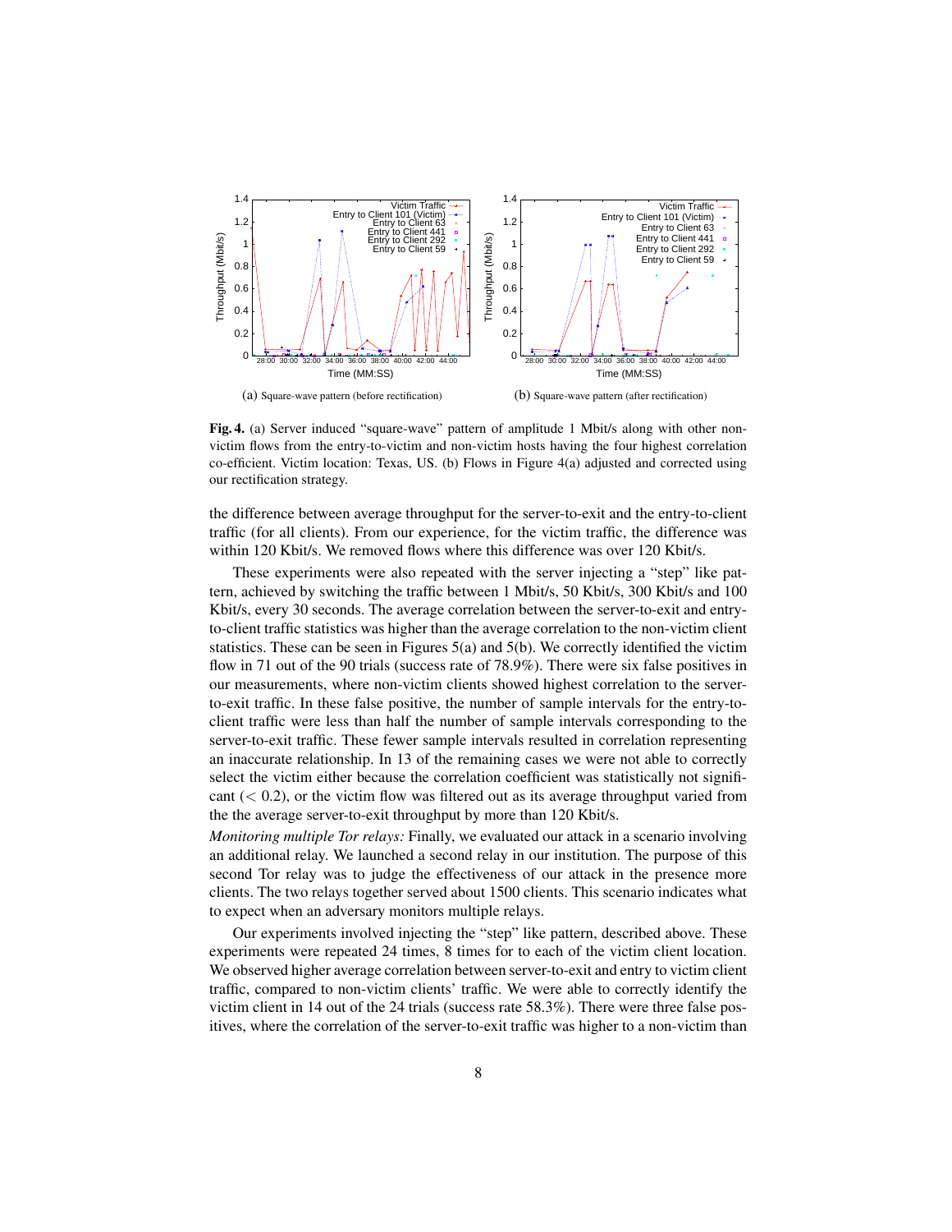(a) Square-wave pattern (before rectification)

(b) Square-wave pattern (after rectification)

**Fig. 4.** (a) Server induced "square-wave" pattern of amplitude 1 Mbit/s along with other non-victim flows from the entry-to-victim and non-victim hosts having the four highest correlation co-efficient. Victim location: Texas, US. (b) Flows in Figure 4(a) adjusted and corrected using our rectification strategy.

the difference between average throughput for the server-to-exit and the entry-to-client traffic (for all clients). From our experience, for the victim traffic, the difference was within 120 Kbit/s. We removed flows where this difference was over 120 Kbit/s.

These experiments were also repeated with the server injecting a "step" like pattern, achieved by switching the traffic between 1 Mbit/s, 50 Kbit/s, 300 Kbit/s and 100 Kbit/s, every 30 seconds. The average correlation between the server-to-exit and entry-to-client traffic statistics was higher than the average correlation to the non-victim client statistics. These can be seen in Figures 5(a) and 5(b). We correctly identified the victim flow in 71 out of the 90 trials (success rate of 78.9%). There were six false positives in our measurements, where non-victim clients showed highest correlation to the server-to-exit traffic. In these false positive, the number of sample intervals for the entry-to-client traffic were less than half the number of sample intervals corresponding to the server-to-exit traffic. These fewer sample intervals resulted in correlation representing an inaccurate relationship. In 13 of the remaining cases we were not able to correctly select the victim either because the correlation coefficient was statistically not significant ($< 0.2$), or the victim flow was filtered out as its average throughput varied from the the average server-to-exit throughput by more than 120 Kbit/s.

*Monitoring multiple Tor relays:* Finally, we evaluated our attack in a scenario involving an additional relay. We launched a second relay in our institution. The purpose of this second Tor relay was to judge the effectiveness of our attack in the presence more clients. The two relays together served about 1500 clients. This scenario indicates what to expect when an adversary monitors multiple relays.

Our experiments involved injecting the "step" like pattern, described above. These experiments were repeated 24 times, 8 times for to each of the victim client location. We observed higher average correlation between server-to-exit and entry to victim client traffic, compared to non-victim clients' traffic. We were able to correctly identify the victim client in 14 out of the 24 trials (success rate 58.3%). There were three false positives, where the correlation of the server-to-exit traffic was higher to a non-victim than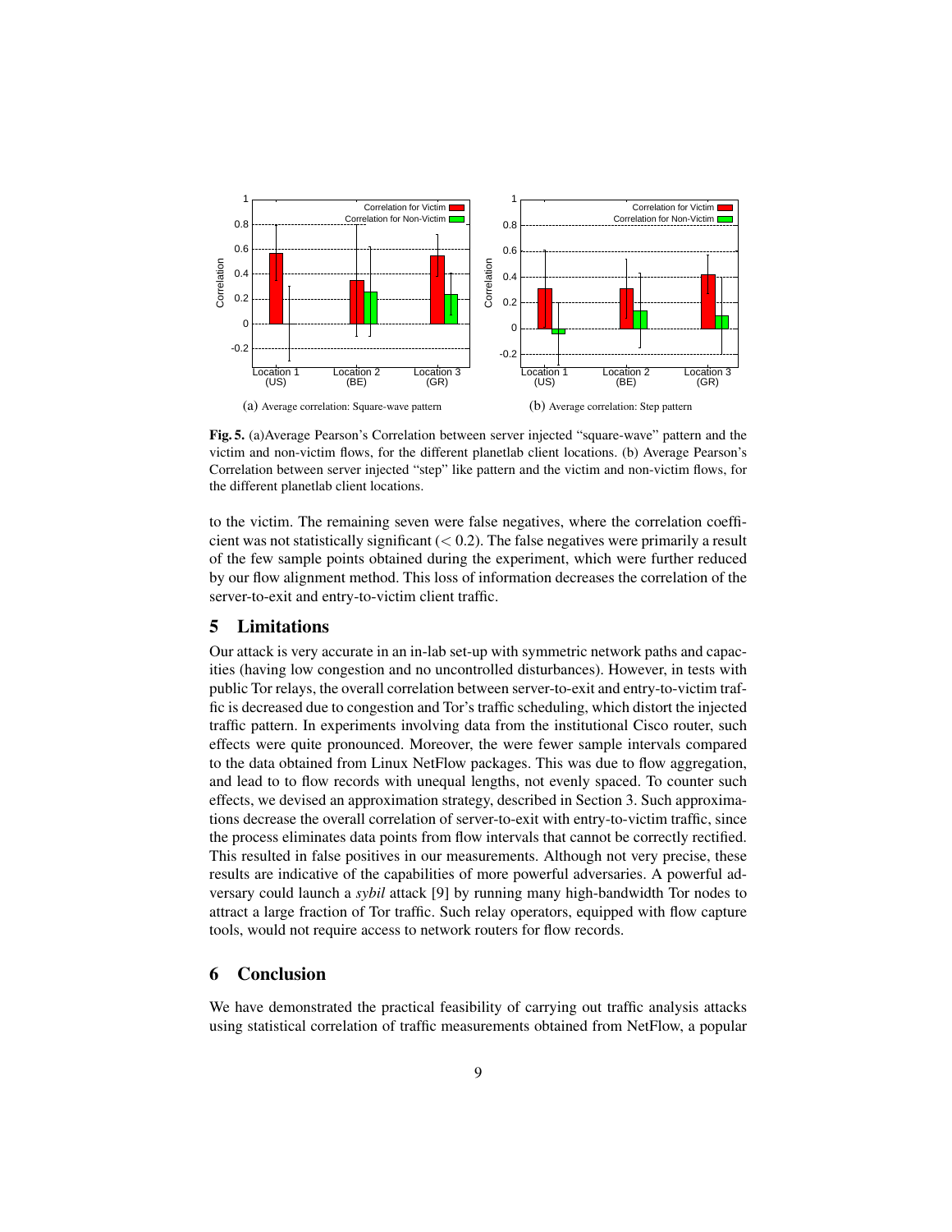1
0.8
0.6
0.4
0.2
0
-0.2
Correlation
Correlation for Victim
Correlation for Non-Victim
Location 1 (US)
Location 2 (BE)
Location 3 (GR)

(a) Average correlation: Square-wave pattern

1
0.8
0.6
0.4
0.2
0
-0.2
Correlation
Correlation for Victim
Correlation for Non-Victim
Location 1 (US)
Location 2 (BE)
Location 3 (GR)

(b) Average correlation: Step pattern

**Fig. 5.** (a)Average Pearson's Correlation between server injected "square-wave" pattern and the victim and non-victim flows, for the different planetlab client locations. (b) Average Pearson's Correlation between server injected "step" like pattern and the victim and non-victim flows, for the different planetlab client locations.

to the victim. The remaining seven were false negatives, where the correlation coefficient was not statistically significant ($< 0.2$). The false negatives were primarily a result of the few sample points obtained during the experiment, which were further reduced by our flow alignment method. This loss of information decreases the correlation of the server-to-exit and entry-to-victim client traffic.

## 5 Limitations

Our attack is very accurate in an in-lab set-up with symmetric network paths and capacities (having low congestion and no uncontrolled disturbances). However, in tests with public Tor relays, the overall correlation between server-to-exit and entry-to-victim traffic is decreased due to congestion and Tor's traffic scheduling, which distort the injected traffic pattern. In experiments involving data from the institutional Cisco router, such effects were quite pronounced. Moreover, the were fewer sample intervals compared to the data obtained from Linux NetFlow packages. This was due to flow aggregation, and lead to to flow records with unequal lengths, not evenly spaced. To counter such effects, we devised an approximation strategy, described in Section 3. Such approximations decrease the overall correlation of server-to-exit with entry-to-victim traffic, since the process eliminates data points from flow intervals that cannot be correctly rectified. This resulted in false positives in our measurements. Although not very precise, these results are indicative of the capabilities of more powerful adversaries. A powerful adversary could launch a *sybil* attack [9] by running many high-bandwidth Tor nodes to attract a large fraction of Tor traffic. Such relay operators, equipped with flow capture tools, would not require access to network routers for flow records.

## 6 Conclusion

We have demonstrated the practical feasibility of carrying out traffic analysis attacks using statistical correlation of traffic measurements obtained from NetFlow, a popular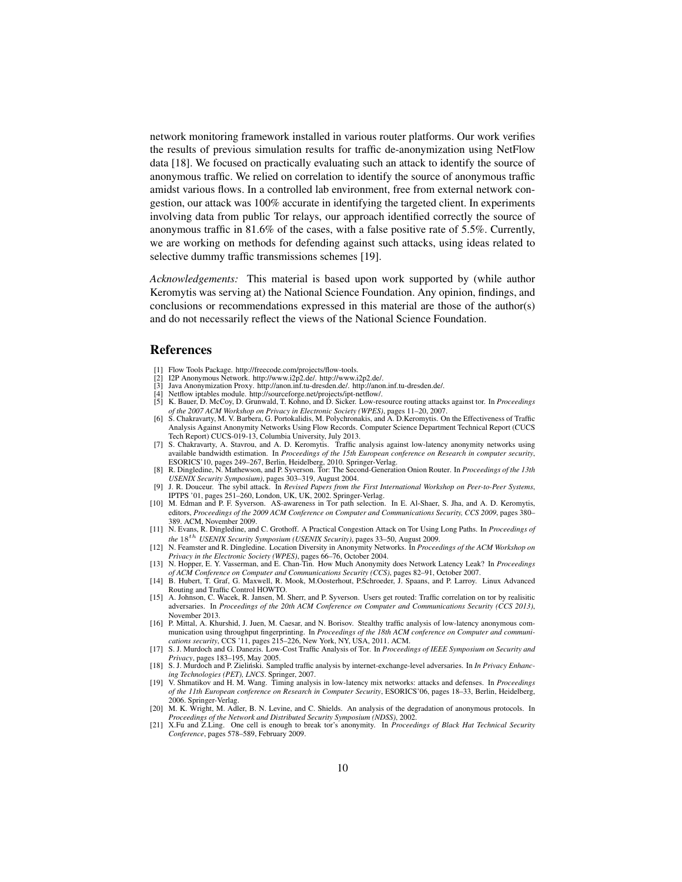network monitoring framework installed in various router platforms. Our work verifies the results of previous simulation results for traffic de-anonymization using NetFlow data [18]. We focused on practically evaluating such an attack to identify the source of anonymous traffic. We relied on correlation to identify the source of anonymous traffic amidst various flows. In a controlled lab environment, free from external network congestion, our attack was 100% accurate in identifying the targeted client. In experiments involving data from public Tor relays, our approach identified correctly the source of anonymous traffic in 81.6% of the cases, with a false positive rate of 5.5%. Currently, we are working on methods for defending against such attacks, using ideas related to selective dummy traffic transmissions schemes [19].

*Acknowledgements:* This material is based upon work supported by (while author Keromytis was serving at) the National Science Foundation. Any opinion, findings, and conclusions or recommendations expressed in this material are those of the author(s) and do not necessarily reflect the views of the National Science Foundation.

## References

[1] Flow Tools Package. http://freecode.com/projects/flow-tools.
[2] I2P Anonymous Network. http://www.i2p2.de/. http://www.i2p2.de/.
[3] Java Anonymization Proxy. http://anon.inf.tu-dresden.de/. http://anon.inf.tu-dresden.de/.
[4] Netflow iptables module. http://sourceforge.net/projects/ipt-netflow/.
[5] K. Bauer, D. McCoy, D. Grunwald, T. Kohno, and D. Sicker. Low-resource routing attacks against tor. In *Proceedings of the 2007 ACM Workshop on Privacy in Electronic Society (WPES)*, pages 11–20, 2007.
[6] S. Chakravarty, M. V. Barbera, G. Portokalidis, M. Polychronakis, and A. D.Keromytis. On the Effectiveness of Traffic Analysis Against Anonymity Networks Using Flow Records. Computer Science Department Technical Report (CUCS Tech Report) CUCS-019-13, Columbia University, July 2013.
[7] S. Chakravarty, A. Stavrou, and A. D. Keromytis. Traffic analysis against low-latency anonymity networks using available bandwidth estimation. In *Proceedings of the 15th European conference on Research in computer security*, ESORICS'10, pages 249–267, Berlin, Heidelberg, 2010. Springer-Verlag.
[8] R. Dingledine, N. Mathewson, and P. Syverson. Tor: The Second-Generation Onion Router. In *Proceedings of the 13th USENIX Security Symposium)*, pages 303–319, August 2004.
[9] J. R. Douceur. The sybil attack. In *Revised Papers from the First International Workshop on Peer-to-Peer Systems*, IPTPS '01, pages 251–260, London, UK, UK, 2002. Springer-Verlag.
[10] M. Edman and P. F. Syverson. AS-awareness in Tor path selection. In E. Al-Shaer, S. Jha, and A. D. Keromytis, editors, *Proceedings of the 2009 ACM Conference on Computer and Communications Security, CCS 2009*, pages 380–389. ACM, November 2009.
[11] N. Evans, R. Dingledine, and C. Grothoff. A Practical Congestion Attack on Tor Using Long Paths. In *Proceedings of the* $18^{th}$ *USENIX Security Symposium (USENIX Security)*, pages 33–50, August 2009.
[12] N. Feamster and R. Dingledine. Location Diversity in Anonymity Networks. In *Proceedings of the ACM Workshop on Privacy in the Electronic Society (WPES)*, pages 66–76, October 2004.
[13] N. Hopper, E. Y. Vasserman, and E. Chan-Tin. How Much Anonymity does Network Latency Leak? In *Proceedings of ACM Conference on Computer and Communications Security (CCS)*, pages 82–91, October 2007.
[14] B. Hubert, T. Graf, G. Maxwell, R. Mook, M.Oosterhout, P.Schroeder, J. Spaans, and P. Larroy. Linux Advanced Routing and Traffic Control HOWTO.
[15] A. Johnson, C. Wacek, R. Jansen, M. Sherr, and P. Syverson. Users get routed: Traffic correlation on tor by realisitic adversaries. In *Proceedings of the 20th ACM Conference on Computer and Communications Security (CCS 2013)*, November 2013.
[16] P. Mittal, A. Khurshid, J. Juen, M. Caesar, and N. Borisov. Stealthy traffic analysis of low-latency anonymous communication using throughput fingerprinting. In *Proceedings of the 18th ACM conference on Computer and communications security*, CCS '11, pages 215–226, New York, NY, USA, 2011. ACM.
[17] S. J. Murdoch and G. Danezis. Low-Cost Traffic Analysis of Tor. In *Proceedings of IEEE Symposium on Security and Privacy*, pages 183–195, May 2005.
[18] S. J. Murdoch and P. Zieliński. Sampled traffic analysis by internet-exchange-level adversaries. In *In Privacy Enhancing Technologies (PET), LNCS*. Springer, 2007.
[19] V. Shmatikov and H. M. Wang. Timing analysis in low-latency mix networks: attacks and defenses. In *Proceedings of the 11th European conference on Research in Computer Security*, ESORICS'06, pages 18–33, Berlin, Heidelberg, 2006. Springer-Verlag.
[20] M. K. Wright, M. Adler, B. N. Levine, and C. Shields. An analysis of the degradation of anonymous protocols. In *Proceedings of the Network and Distributed Security Symposium (NDSS)*, 2002.
[21] X.Fu and Z.Ling. One cell is enough to break tor's anonymity. In *Proceedings of Black Hat Technical Security Conference*, pages 578–589, February 2009.